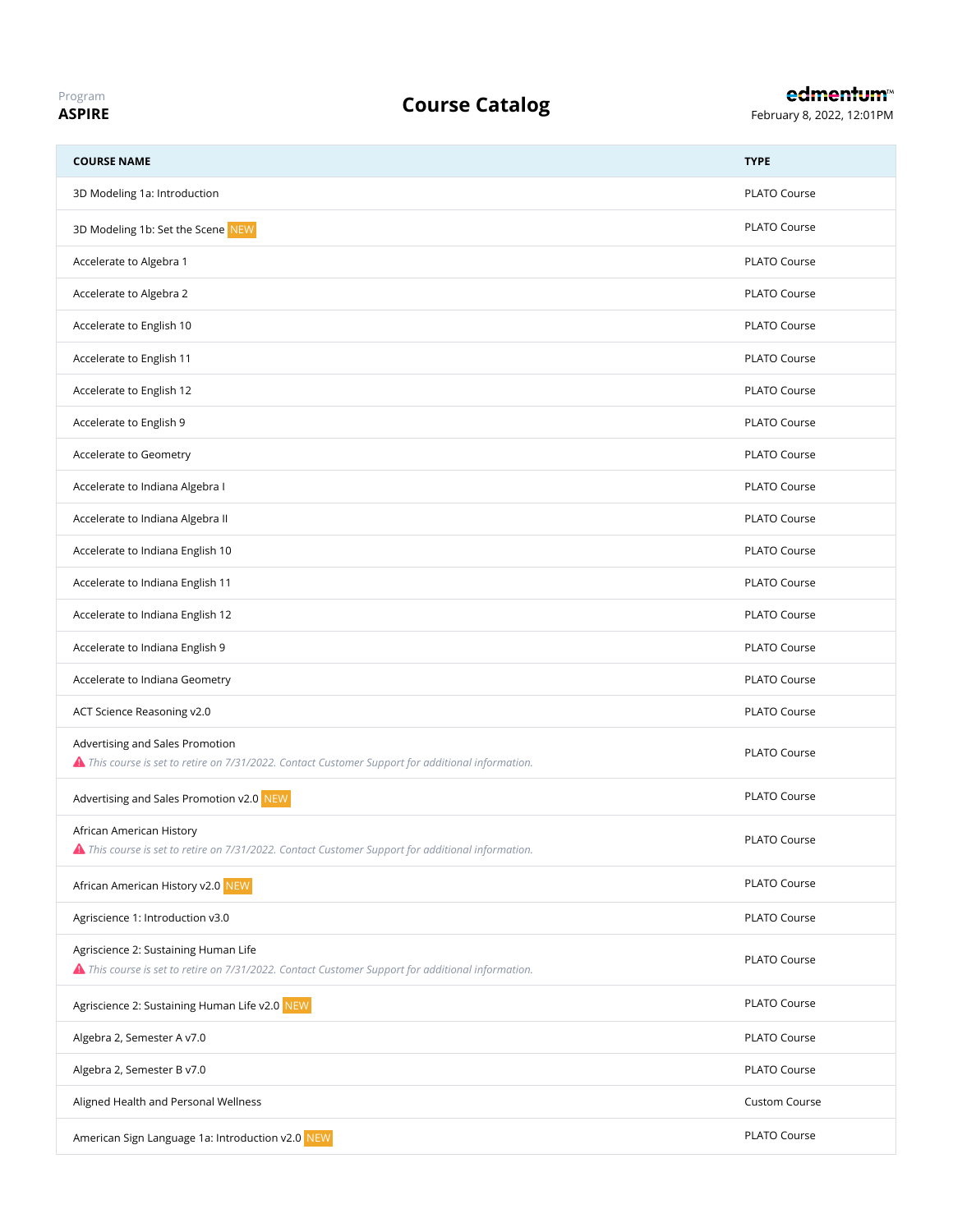Program
**ASPIRE**

# Course Catalog

edmentum™
February 8, 2022, 12:01PM

| COURSE NAME | TYPE |
| --- | --- |
| 3D Modeling 1a: Introduction | PLATO Course |
| 3D Modeling 1b: Set the Scene NEW | PLATO Course |
| Accelerate to Algebra 1 | PLATO Course |
| Accelerate to Algebra 2 | PLATO Course |
| Accelerate to English 10 | PLATO Course |
| Accelerate to English 11 | PLATO Course |
| Accelerate to English 12 | PLATO Course |
| Accelerate to English 9 | PLATO Course |
| Accelerate to Geometry | PLATO Course |
| Accelerate to Indiana Algebra I | PLATO Course |
| Accelerate to Indiana Algebra II | PLATO Course |
| Accelerate to Indiana English 10 | PLATO Course |
| Accelerate to Indiana English 11 | PLATO Course |
| Accelerate to Indiana English 12 | PLATO Course |
| Accelerate to Indiana English 9 | PLATO Course |
| Accelerate to Indiana Geometry | PLATO Course |
| ACT Science Reasoning v2.0 | PLATO Course |
| Advertising and Sales Promotion<br>⚠ *This course is set to retire on 7/31/2022. Contact Customer Support for additional information.* | PLATO Course |
| Advertising and Sales Promotion v2.0 NEW | PLATO Course |
| African American History<br>⚠ *This course is set to retire on 7/31/2022. Contact Customer Support for additional information.* | PLATO Course |
| African American History v2.0 NEW | PLATO Course |
| Agriscience 1: Introduction v3.0 | PLATO Course |
| Agriscience 2: Sustaining Human Life<br>⚠ *This course is set to retire on 7/31/2022. Contact Customer Support for additional information.* | PLATO Course |
| Agriscience 2: Sustaining Human Life v2.0 NEW | PLATO Course |
| Algebra 2, Semester A v7.0 | PLATO Course |
| Algebra 2, Semester B v7.0 | PLATO Course |
| Aligned Health and Personal Wellness | Custom Course |
| American Sign Language 1a: Introduction v2.0 NEW | PLATO Course |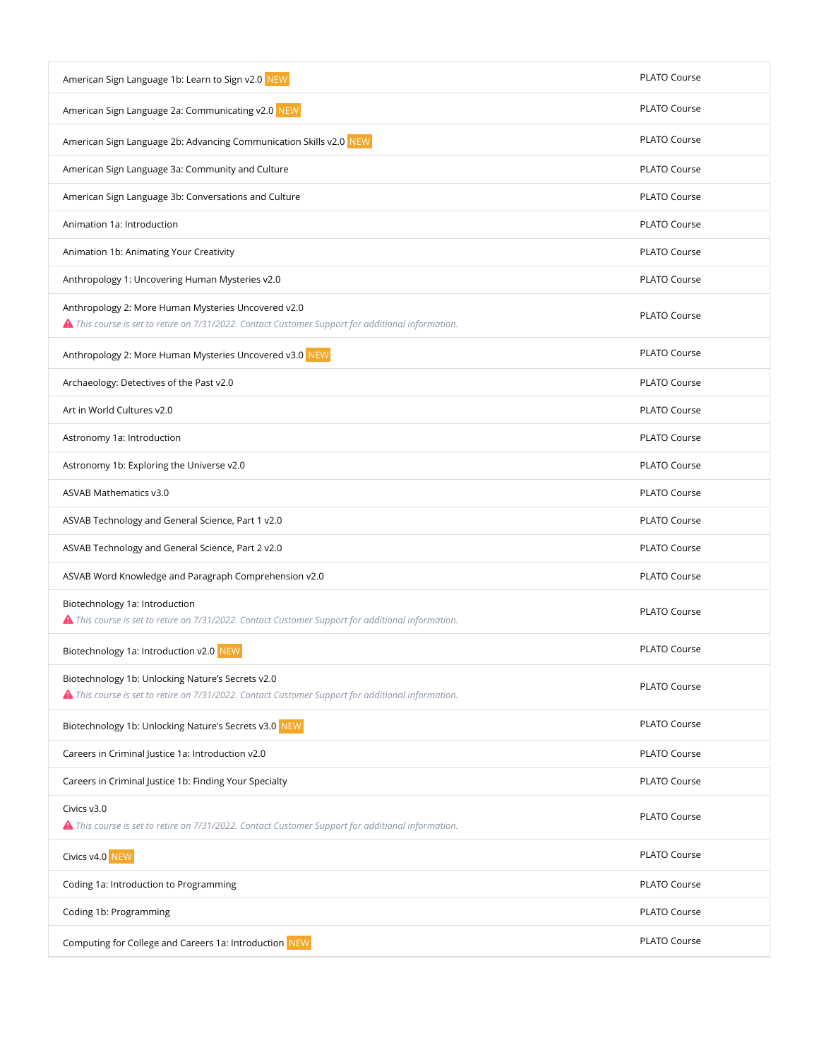| | |
|---|---|
| American Sign Language 1b: Learn to Sign v2.0 NEW | PLATO Course |
| American Sign Language 2a: Communicating v2.0 NEW | PLATO Course |
| American Sign Language 2b: Advancing Communication Skills v2.0 NEW | PLATO Course |
| American Sign Language 3a: Community and Culture | PLATO Course |
| American Sign Language 3b: Conversations and Culture | PLATO Course |
| Animation 1a: Introduction | PLATO Course |
| Animation 1b: Animating Your Creativity | PLATO Course |
| Anthropology 1: Uncovering Human Mysteries v2.0 | PLATO Course |
| Anthropology 2: More Human Mysteries Uncovered v2.0<br>⚠ *This course is set to retire on 7/31/2022. Contact Customer Support for additional information.* | PLATO Course |
| Anthropology 2: More Human Mysteries Uncovered v3.0 NEW | PLATO Course |
| Archaeology: Detectives of the Past v2.0 | PLATO Course |
| Art in World Cultures v2.0 | PLATO Course |
| Astronomy 1a: Introduction | PLATO Course |
| Astronomy 1b: Exploring the Universe v2.0 | PLATO Course |
| ASVAB Mathematics v3.0 | PLATO Course |
| ASVAB Technology and General Science, Part 1 v2.0 | PLATO Course |
| ASVAB Technology and General Science, Part 2 v2.0 | PLATO Course |
| ASVAB Word Knowledge and Paragraph Comprehension v2.0 | PLATO Course |
| Biotechnology 1a: Introduction<br>⚠ *This course is set to retire on 7/31/2022. Contact Customer Support for additional information.* | PLATO Course |
| Biotechnology 1a: Introduction v2.0 NEW | PLATO Course |
| Biotechnology 1b: Unlocking Nature's Secrets v2.0<br>⚠ *This course is set to retire on 7/31/2022. Contact Customer Support for additional information.* | PLATO Course |
| Biotechnology 1b: Unlocking Nature's Secrets v3.0 NEW | PLATO Course |
| Careers in Criminal Justice 1a: Introduction v2.0 | PLATO Course |
| Careers in Criminal Justice 1b: Finding Your Specialty | PLATO Course |
| Civics v3.0<br>⚠ *This course is set to retire on 7/31/2022. Contact Customer Support for additional information.* | PLATO Course |
| Civics v4.0 NEW | PLATO Course |
| Coding 1a: Introduction to Programming | PLATO Course |
| Coding 1b: Programming | PLATO Course |
| Computing for College and Careers 1a: Introduction NEW | PLATO Course |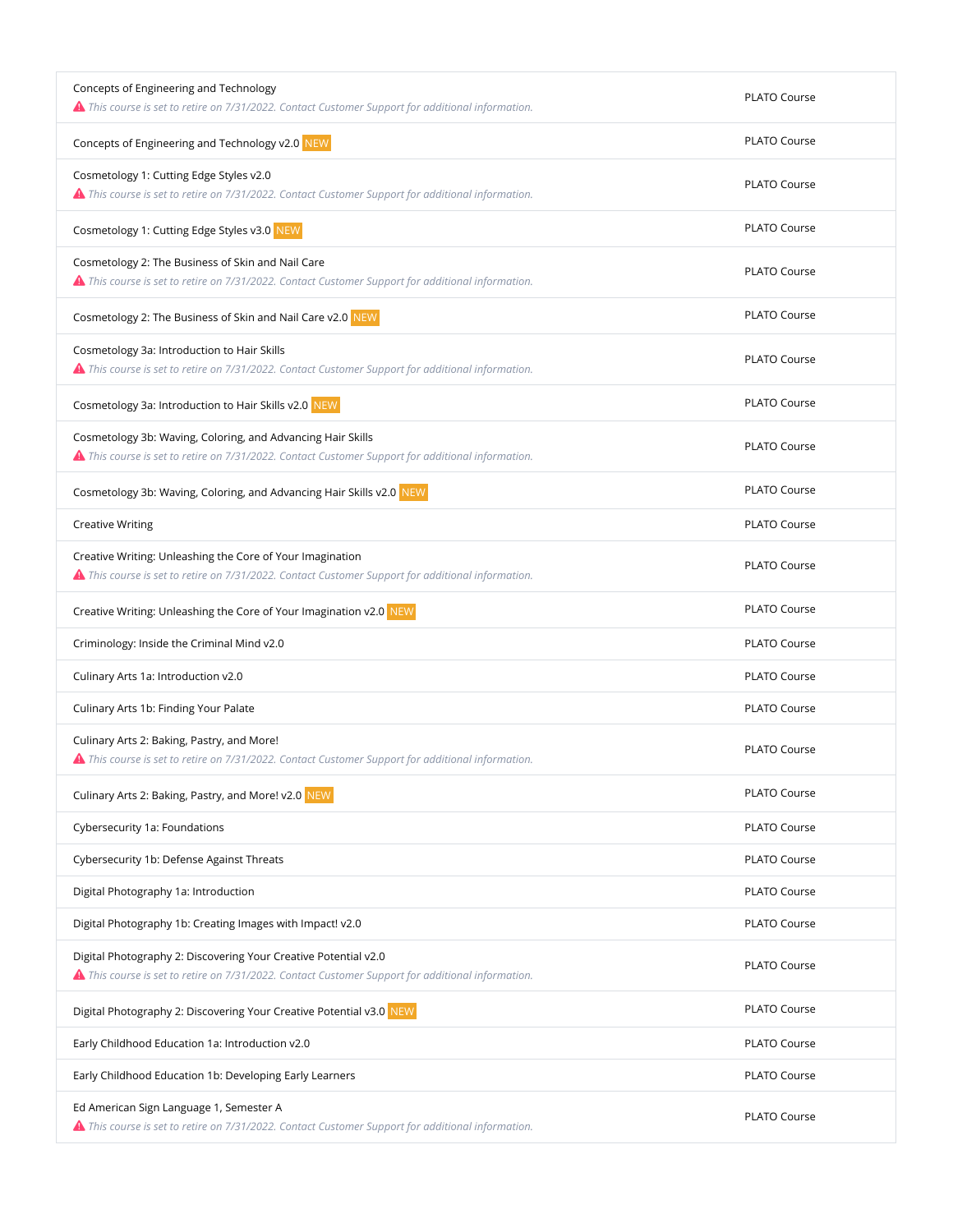| | |
|---|---|
| Concepts of Engineering and Technology<br>⚠ *This course is set to retire on 7/31/2022. Contact Customer Support for additional information.* | PLATO Course |
| Concepts of Engineering and Technology v2.0 NEW | PLATO Course |
| Cosmetology 1: Cutting Edge Styles v2.0<br>⚠ *This course is set to retire on 7/31/2022. Contact Customer Support for additional information.* | PLATO Course |
| Cosmetology 1: Cutting Edge Styles v3.0 NEW | PLATO Course |
| Cosmetology 2: The Business of Skin and Nail Care<br>⚠ *This course is set to retire on 7/31/2022. Contact Customer Support for additional information.* | PLATO Course |
| Cosmetology 2: The Business of Skin and Nail Care v2.0 NEW | PLATO Course |
| Cosmetology 3a: Introduction to Hair Skills<br>⚠ *This course is set to retire on 7/31/2022. Contact Customer Support for additional information.* | PLATO Course |
| Cosmetology 3a: Introduction to Hair Skills v2.0 NEW | PLATO Course |
| Cosmetology 3b: Waving, Coloring, and Advancing Hair Skills<br>⚠ *This course is set to retire on 7/31/2022. Contact Customer Support for additional information.* | PLATO Course |
| Cosmetology 3b: Waving, Coloring, and Advancing Hair Skills v2.0 NEW | PLATO Course |
| Creative Writing | PLATO Course |
| Creative Writing: Unleashing the Core of Your Imagination<br>⚠ *This course is set to retire on 7/31/2022. Contact Customer Support for additional information.* | PLATO Course |
| Creative Writing: Unleashing the Core of Your Imagination v2.0 NEW | PLATO Course |
| Criminology: Inside the Criminal Mind v2.0 | PLATO Course |
| Culinary Arts 1a: Introduction v2.0 | PLATO Course |
| Culinary Arts 1b: Finding Your Palate | PLATO Course |
| Culinary Arts 2: Baking, Pastry, and More!<br>⚠ *This course is set to retire on 7/31/2022. Contact Customer Support for additional information.* | PLATO Course |
| Culinary Arts 2: Baking, Pastry, and More! v2.0 NEW | PLATO Course |
| Cybersecurity 1a: Foundations | PLATO Course |
| Cybersecurity 1b: Defense Against Threats | PLATO Course |
| Digital Photography 1a: Introduction | PLATO Course |
| Digital Photography 1b: Creating Images with Impact! v2.0 | PLATO Course |
| Digital Photography 2: Discovering Your Creative Potential v2.0<br>⚠ *This course is set to retire on 7/31/2022. Contact Customer Support for additional information.* | PLATO Course |
| Digital Photography 2: Discovering Your Creative Potential v3.0 NEW | PLATO Course |
| Early Childhood Education 1a: Introduction v2.0 | PLATO Course |
| Early Childhood Education 1b: Developing Early Learners | PLATO Course |
| Ed American Sign Language 1, Semester A<br>⚠ *This course is set to retire on 7/31/2022. Contact Customer Support for additional information.* | PLATO Course |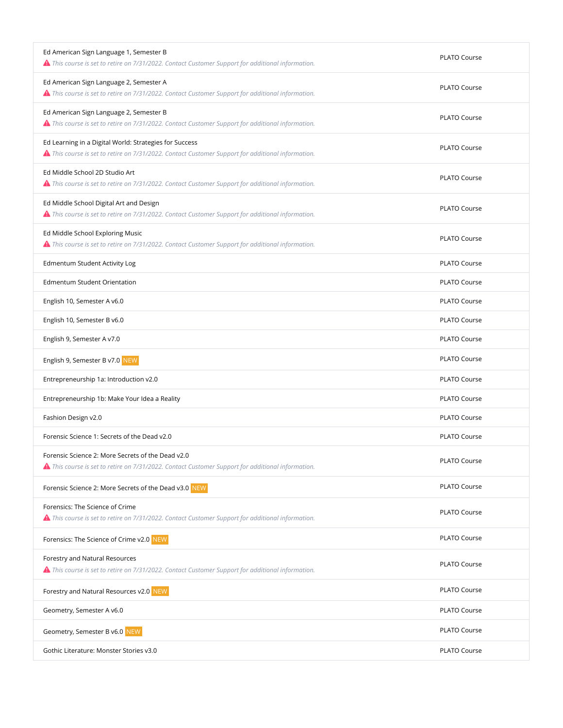| | |
|---|---|
| Ed American Sign Language 1, Semester B<br>*This course is set to retire on 7/31/2022. Contact Customer Support for additional information.* | PLATO Course |
| Ed American Sign Language 2, Semester A<br>*This course is set to retire on 7/31/2022. Contact Customer Support for additional information.* | PLATO Course |
| Ed American Sign Language 2, Semester B<br>*This course is set to retire on 7/31/2022. Contact Customer Support for additional information.* | PLATO Course |
| Ed Learning in a Digital World: Strategies for Success<br>*This course is set to retire on 7/31/2022. Contact Customer Support for additional information.* | PLATO Course |
| Ed Middle School 2D Studio Art<br>*This course is set to retire on 7/31/2022. Contact Customer Support for additional information.* | PLATO Course |
| Ed Middle School Digital Art and Design<br>*This course is set to retire on 7/31/2022. Contact Customer Support for additional information.* | PLATO Course |
| Ed Middle School Exploring Music<br>*This course is set to retire on 7/31/2022. Contact Customer Support for additional information.* | PLATO Course |
| Edmentum Student Activity Log | PLATO Course |
| Edmentum Student Orientation | PLATO Course |
| English 10, Semester A v6.0 | PLATO Course |
| English 10, Semester B v6.0 | PLATO Course |
| English 9, Semester A v7.0 | PLATO Course |
| English 9, Semester B v7.0 NEW | PLATO Course |
| Entrepreneurship 1a: Introduction v2.0 | PLATO Course |
| Entrepreneurship 1b: Make Your Idea a Reality | PLATO Course |
| Fashion Design v2.0 | PLATO Course |
| Forensic Science 1: Secrets of the Dead v2.0 | PLATO Course |
| Forensic Science 2: More Secrets of the Dead v2.0<br>*This course is set to retire on 7/31/2022. Contact Customer Support for additional information.* | PLATO Course |
| Forensic Science 2: More Secrets of the Dead v3.0 NEW | PLATO Course |
| Forensics: The Science of Crime<br>*This course is set to retire on 7/31/2022. Contact Customer Support for additional information.* | PLATO Course |
| Forensics: The Science of Crime v2.0 NEW | PLATO Course |
| Forestry and Natural Resources<br>*This course is set to retire on 7/31/2022. Contact Customer Support for additional information.* | PLATO Course |
| Forestry and Natural Resources v2.0 NEW | PLATO Course |
| Geometry, Semester A v6.0 | PLATO Course |
| Geometry, Semester B v6.0 NEW | PLATO Course |
| Gothic Literature: Monster Stories v3.0 | PLATO Course |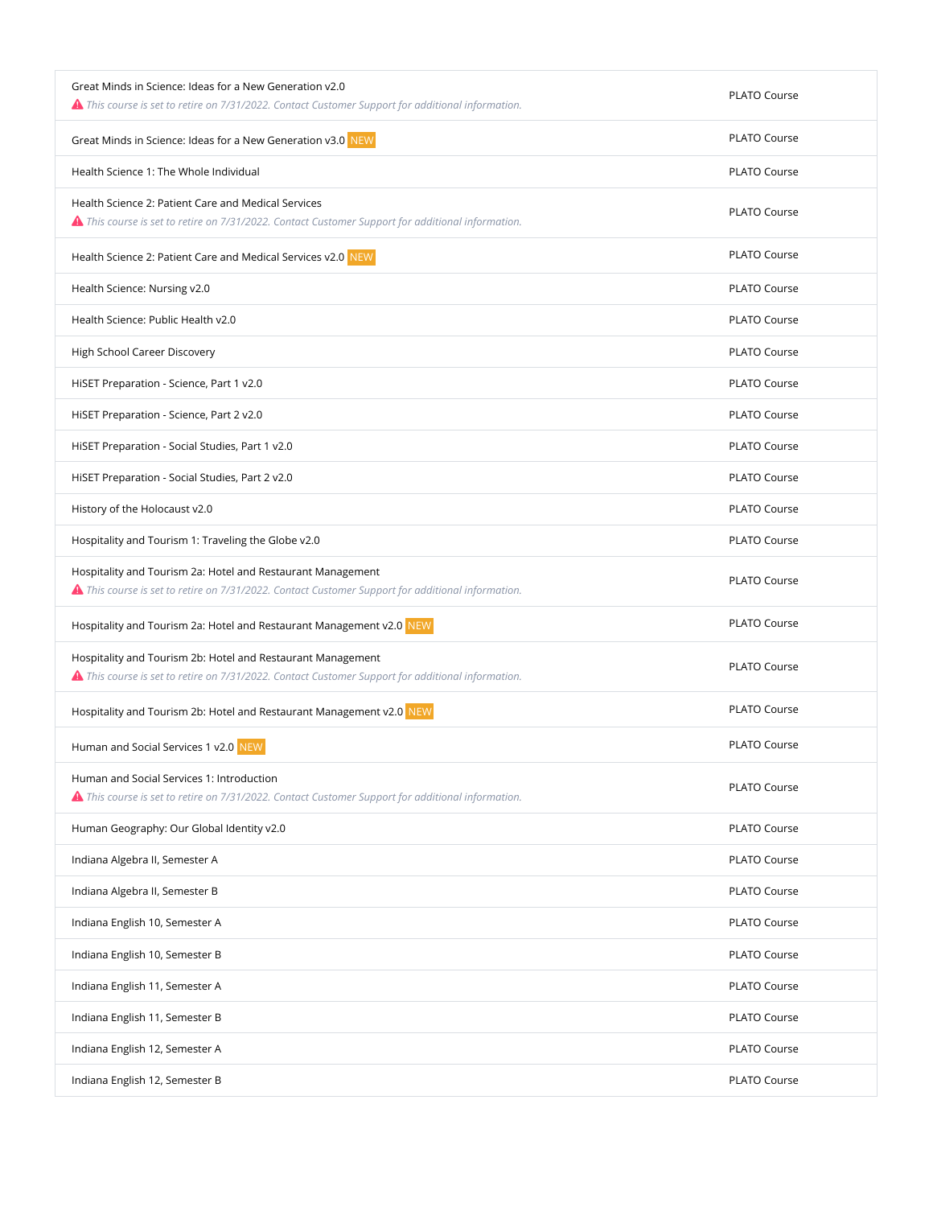| | |
|---|---|
| Great Minds in Science: Ideas for a New Generation v2.0<br>⚠ *This course is set to retire on 7/31/2022. Contact Customer Support for additional information.* | PLATO Course |
| Great Minds in Science: Ideas for a New Generation v3.0 NEW | PLATO Course |
| Health Science 1: The Whole Individual | PLATO Course |
| Health Science 2: Patient Care and Medical Services<br>⚠ *This course is set to retire on 7/31/2022. Contact Customer Support for additional information.* | PLATO Course |
| Health Science 2: Patient Care and Medical Services v2.0 NEW | PLATO Course |
| Health Science: Nursing v2.0 | PLATO Course |
| Health Science: Public Health v2.0 | PLATO Course |
| High School Career Discovery | PLATO Course |
| HiSET Preparation - Science, Part 1 v2.0 | PLATO Course |
| HiSET Preparation - Science, Part 2 v2.0 | PLATO Course |
| HiSET Preparation - Social Studies, Part 1 v2.0 | PLATO Course |
| HiSET Preparation - Social Studies, Part 2 v2.0 | PLATO Course |
| History of the Holocaust v2.0 | PLATO Course |
| Hospitality and Tourism 1: Traveling the Globe v2.0 | PLATO Course |
| Hospitality and Tourism 2a: Hotel and Restaurant Management<br>⚠ *This course is set to retire on 7/31/2022. Contact Customer Support for additional information.* | PLATO Course |
| Hospitality and Tourism 2a: Hotel and Restaurant Management v2.0 NEW | PLATO Course |
| Hospitality and Tourism 2b: Hotel and Restaurant Management<br>⚠ *This course is set to retire on 7/31/2022. Contact Customer Support for additional information.* | PLATO Course |
| Hospitality and Tourism 2b: Hotel and Restaurant Management v2.0 NEW | PLATO Course |
| Human and Social Services 1 v2.0 NEW | PLATO Course |
| Human and Social Services 1: Introduction<br>⚠ *This course is set to retire on 7/31/2022. Contact Customer Support for additional information.* | PLATO Course |
| Human Geography: Our Global Identity v2.0 | PLATO Course |
| Indiana Algebra II, Semester A | PLATO Course |
| Indiana Algebra II, Semester B | PLATO Course |
| Indiana English 10, Semester A | PLATO Course |
| Indiana English 10, Semester B | PLATO Course |
| Indiana English 11, Semester A | PLATO Course |
| Indiana English 11, Semester B | PLATO Course |
| Indiana English 12, Semester A | PLATO Course |
| Indiana English 12, Semester B | PLATO Course |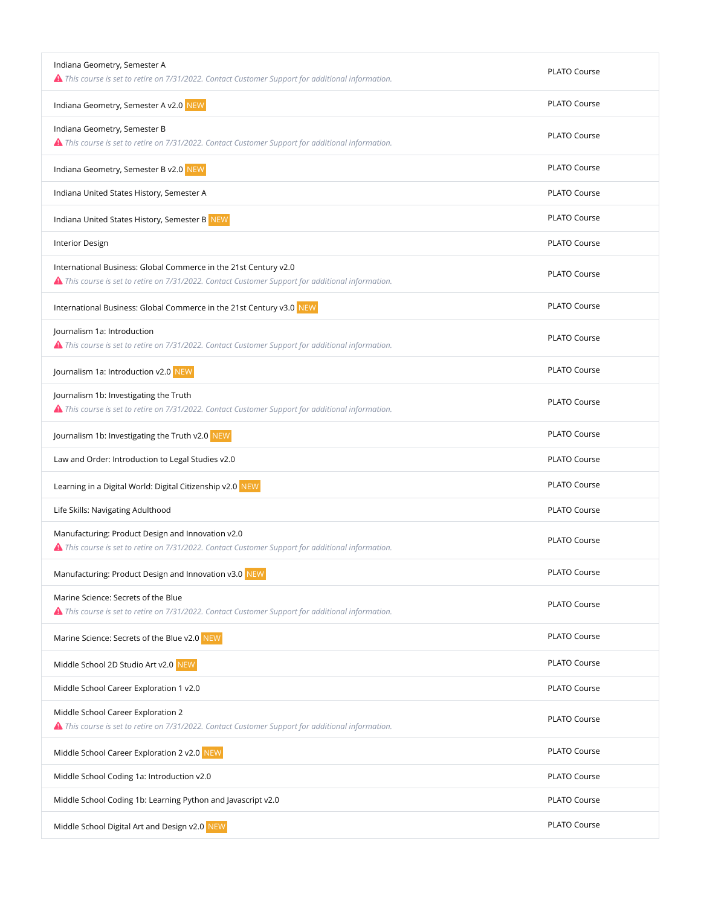| | |
|---|---|
| Indiana Geometry, Semester A<br>⚠ *This course is set to retire on 7/31/2022. Contact Customer Support for additional information.* | PLATO Course |
| Indiana Geometry, Semester A v2.0 NEW | PLATO Course |
| Indiana Geometry, Semester B<br>⚠ *This course is set to retire on 7/31/2022. Contact Customer Support for additional information.* | PLATO Course |
| Indiana Geometry, Semester B v2.0 NEW | PLATO Course |
| Indiana United States History, Semester A | PLATO Course |
| Indiana United States History, Semester B NEW | PLATO Course |
| Interior Design | PLATO Course |
| International Business: Global Commerce in the 21st Century v2.0<br>⚠ *This course is set to retire on 7/31/2022. Contact Customer Support for additional information.* | PLATO Course |
| International Business: Global Commerce in the 21st Century v3.0 NEW | PLATO Course |
| Journalism 1a: Introduction<br>⚠ *This course is set to retire on 7/31/2022. Contact Customer Support for additional information.* | PLATO Course |
| Journalism 1a: Introduction v2.0 NEW | PLATO Course |
| Journalism 1b: Investigating the Truth<br>⚠ *This course is set to retire on 7/31/2022. Contact Customer Support for additional information.* | PLATO Course |
| Journalism 1b: Investigating the Truth v2.0 NEW | PLATO Course |
| Law and Order: Introduction to Legal Studies v2.0 | PLATO Course |
| Learning in a Digital World: Digital Citizenship v2.0 NEW | PLATO Course |
| Life Skills: Navigating Adulthood | PLATO Course |
| Manufacturing: Product Design and Innovation v2.0<br>⚠ *This course is set to retire on 7/31/2022. Contact Customer Support for additional information.* | PLATO Course |
| Manufacturing: Product Design and Innovation v3.0 NEW | PLATO Course |
| Marine Science: Secrets of the Blue<br>⚠ *This course is set to retire on 7/31/2022. Contact Customer Support for additional information.* | PLATO Course |
| Marine Science: Secrets of the Blue v2.0 NEW | PLATO Course |
| Middle School 2D Studio Art v2.0 NEW | PLATO Course |
| Middle School Career Exploration 1 v2.0 | PLATO Course |
| Middle School Career Exploration 2<br>⚠ *This course is set to retire on 7/31/2022. Contact Customer Support for additional information.* | PLATO Course |
| Middle School Career Exploration 2 v2.0 NEW | PLATO Course |
| Middle School Coding 1a: Introduction v2.0 | PLATO Course |
| Middle School Coding 1b: Learning Python and Javascript v2.0 | PLATO Course |
| Middle School Digital Art and Design v2.0 NEW | PLATO Course |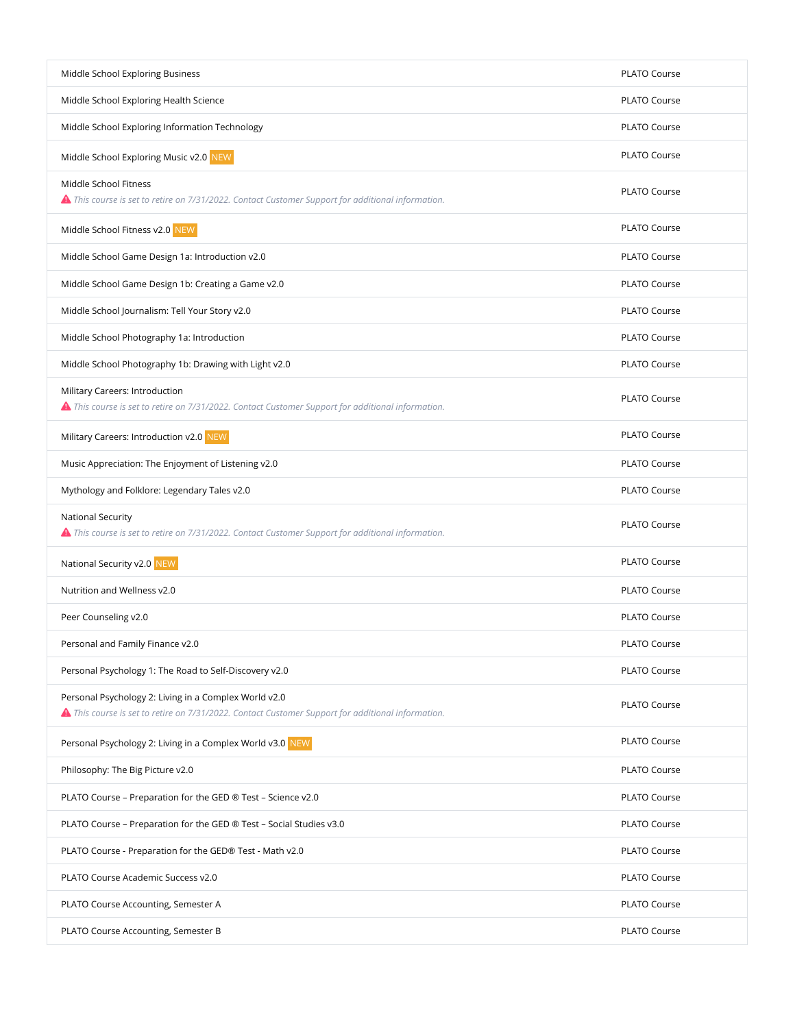| | |
|---|---|
| Middle School Exploring Business | PLATO Course |
| Middle School Exploring Health Science | PLATO Course |
| Middle School Exploring Information Technology | PLATO Course |
| Middle School Exploring Music v2.0 NEW | PLATO Course |
| Middle School Fitness<br>⚠ *This course is set to retire on 7/31/2022. Contact Customer Support for additional information.* | PLATO Course |
| Middle School Fitness v2.0 NEW | PLATO Course |
| Middle School Game Design 1a: Introduction v2.0 | PLATO Course |
| Middle School Game Design 1b: Creating a Game v2.0 | PLATO Course |
| Middle School Journalism: Tell Your Story v2.0 | PLATO Course |
| Middle School Photography 1a: Introduction | PLATO Course |
| Middle School Photography 1b: Drawing with Light v2.0 | PLATO Course |
| Military Careers: Introduction<br>⚠ *This course is set to retire on 7/31/2022. Contact Customer Support for additional information.* | PLATO Course |
| Military Careers: Introduction v2.0 NEW | PLATO Course |
| Music Appreciation: The Enjoyment of Listening v2.0 | PLATO Course |
| Mythology and Folklore: Legendary Tales v2.0 | PLATO Course |
| National Security<br>⚠ *This course is set to retire on 7/31/2022. Contact Customer Support for additional information.* | PLATO Course |
| National Security v2.0 NEW | PLATO Course |
| Nutrition and Wellness v2.0 | PLATO Course |
| Peer Counseling v2.0 | PLATO Course |
| Personal and Family Finance v2.0 | PLATO Course |
| Personal Psychology 1: The Road to Self-Discovery v2.0 | PLATO Course |
| Personal Psychology 2: Living in a Complex World v2.0<br>⚠ *This course is set to retire on 7/31/2022. Contact Customer Support for additional information.* | PLATO Course |
| Personal Psychology 2: Living in a Complex World v3.0 NEW | PLATO Course |
| Philosophy: The Big Picture v2.0 | PLATO Course |
| PLATO Course – Preparation for the GED ® Test – Science v2.0 | PLATO Course |
| PLATO Course – Preparation for the GED ® Test – Social Studies v3.0 | PLATO Course |
| PLATO Course - Preparation for the GED® Test - Math v2.0 | PLATO Course |
| PLATO Course Academic Success v2.0 | PLATO Course |
| PLATO Course Accounting, Semester A | PLATO Course |
| PLATO Course Accounting, Semester B | PLATO Course |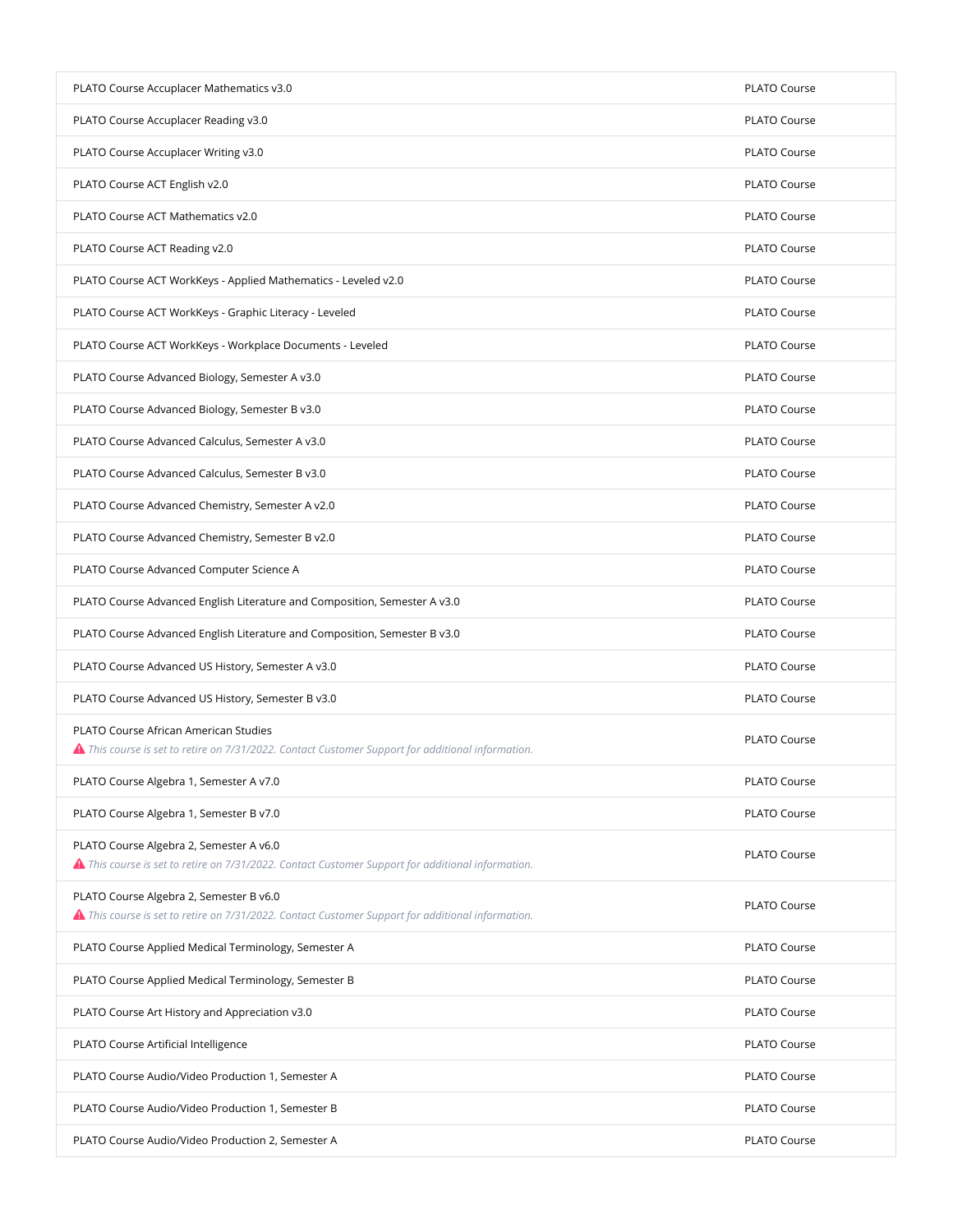| | |
|---|---|
| PLATO Course Accuplacer Mathematics v3.0 | PLATO Course |
| PLATO Course Accuplacer Reading v3.0 | PLATO Course |
| PLATO Course Accuplacer Writing v3.0 | PLATO Course |
| PLATO Course ACT English v2.0 | PLATO Course |
| PLATO Course ACT Mathematics v2.0 | PLATO Course |
| PLATO Course ACT Reading v2.0 | PLATO Course |
| PLATO Course ACT WorkKeys - Applied Mathematics - Leveled v2.0 | PLATO Course |
| PLATO Course ACT WorkKeys - Graphic Literacy - Leveled | PLATO Course |
| PLATO Course ACT WorkKeys - Workplace Documents - Leveled | PLATO Course |
| PLATO Course Advanced Biology, Semester A v3.0 | PLATO Course |
| PLATO Course Advanced Biology, Semester B v3.0 | PLATO Course |
| PLATO Course Advanced Calculus, Semester A v3.0 | PLATO Course |
| PLATO Course Advanced Calculus, Semester B v3.0 | PLATO Course |
| PLATO Course Advanced Chemistry, Semester A v2.0 | PLATO Course |
| PLATO Course Advanced Chemistry, Semester B v2.0 | PLATO Course |
| PLATO Course Advanced Computer Science A | PLATO Course |
| PLATO Course Advanced English Literature and Composition, Semester A v3.0 | PLATO Course |
| PLATO Course Advanced English Literature and Composition, Semester B v3.0 | PLATO Course |
| PLATO Course Advanced US History, Semester A v3.0 | PLATO Course |
| PLATO Course Advanced US History, Semester B v3.0 | PLATO Course |
| PLATO Course African American Studies<br>⚠ *This course is set to retire on 7/31/2022. Contact Customer Support for additional information.* | PLATO Course |
| PLATO Course Algebra 1, Semester A v7.0 | PLATO Course |
| PLATO Course Algebra 1, Semester B v7.0 | PLATO Course |
| PLATO Course Algebra 2, Semester A v6.0<br>⚠ *This course is set to retire on 7/31/2022. Contact Customer Support for additional information.* | PLATO Course |
| PLATO Course Algebra 2, Semester B v6.0<br>⚠ *This course is set to retire on 7/31/2022. Contact Customer Support for additional information.* | PLATO Course |
| PLATO Course Applied Medical Terminology, Semester A | PLATO Course |
| PLATO Course Applied Medical Terminology, Semester B | PLATO Course |
| PLATO Course Art History and Appreciation v3.0 | PLATO Course |
| PLATO Course Artificial Intelligence | PLATO Course |
| PLATO Course Audio/Video Production 1, Semester A | PLATO Course |
| PLATO Course Audio/Video Production 1, Semester B | PLATO Course |
| PLATO Course Audio/Video Production 2, Semester A | PLATO Course |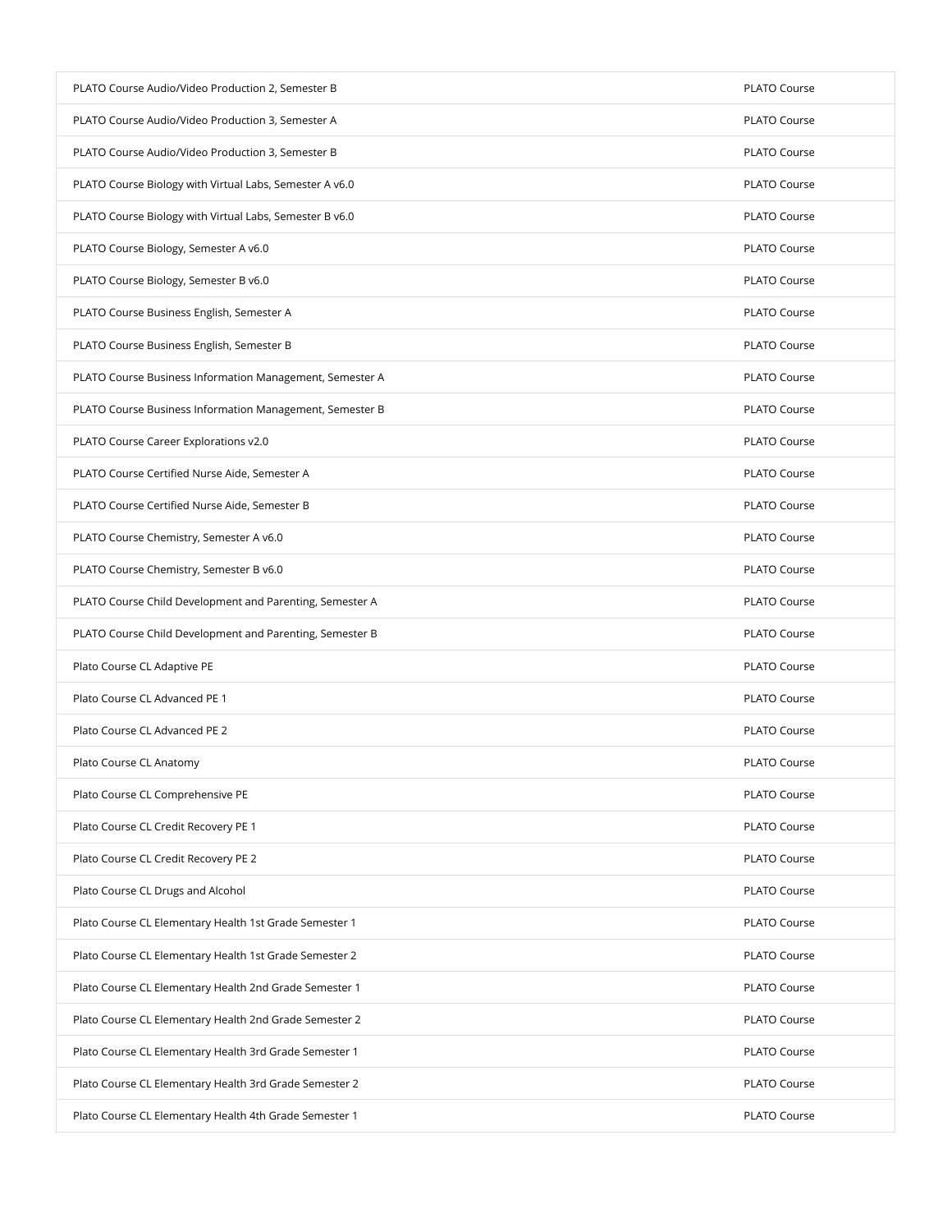| | |
|---|---|
| PLATO Course Audio/Video Production 2, Semester B | PLATO Course |
| PLATO Course Audio/Video Production 3, Semester A | PLATO Course |
| PLATO Course Audio/Video Production 3, Semester B | PLATO Course |
| PLATO Course Biology with Virtual Labs, Semester A v6.0 | PLATO Course |
| PLATO Course Biology with Virtual Labs, Semester B v6.0 | PLATO Course |
| PLATO Course Biology, Semester A v6.0 | PLATO Course |
| PLATO Course Biology, Semester B v6.0 | PLATO Course |
| PLATO Course Business English, Semester A | PLATO Course |
| PLATO Course Business English, Semester B | PLATO Course |
| PLATO Course Business Information Management, Semester A | PLATO Course |
| PLATO Course Business Information Management, Semester B | PLATO Course |
| PLATO Course Career Explorations v2.0 | PLATO Course |
| PLATO Course Certified Nurse Aide, Semester A | PLATO Course |
| PLATO Course Certified Nurse Aide, Semester B | PLATO Course |
| PLATO Course Chemistry, Semester A v6.0 | PLATO Course |
| PLATO Course Chemistry, Semester B v6.0 | PLATO Course |
| PLATO Course Child Development and Parenting, Semester A | PLATO Course |
| PLATO Course Child Development and Parenting, Semester B | PLATO Course |
| Plato Course CL Adaptive PE | PLATO Course |
| Plato Course CL Advanced PE 1 | PLATO Course |
| Plato Course CL Advanced PE 2 | PLATO Course |
| Plato Course CL Anatomy | PLATO Course |
| Plato Course CL Comprehensive PE | PLATO Course |
| Plato Course CL Credit Recovery PE 1 | PLATO Course |
| Plato Course CL Credit Recovery PE 2 | PLATO Course |
| Plato Course CL Drugs and Alcohol | PLATO Course |
| Plato Course CL Elementary Health 1st Grade Semester 1 | PLATO Course |
| Plato Course CL Elementary Health 1st Grade Semester 2 | PLATO Course |
| Plato Course CL Elementary Health 2nd Grade Semester 1 | PLATO Course |
| Plato Course CL Elementary Health 2nd Grade Semester 2 | PLATO Course |
| Plato Course CL Elementary Health 3rd Grade Semester 1 | PLATO Course |
| Plato Course CL Elementary Health 3rd Grade Semester 2 | PLATO Course |
| Plato Course CL Elementary Health 4th Grade Semester 1 | PLATO Course |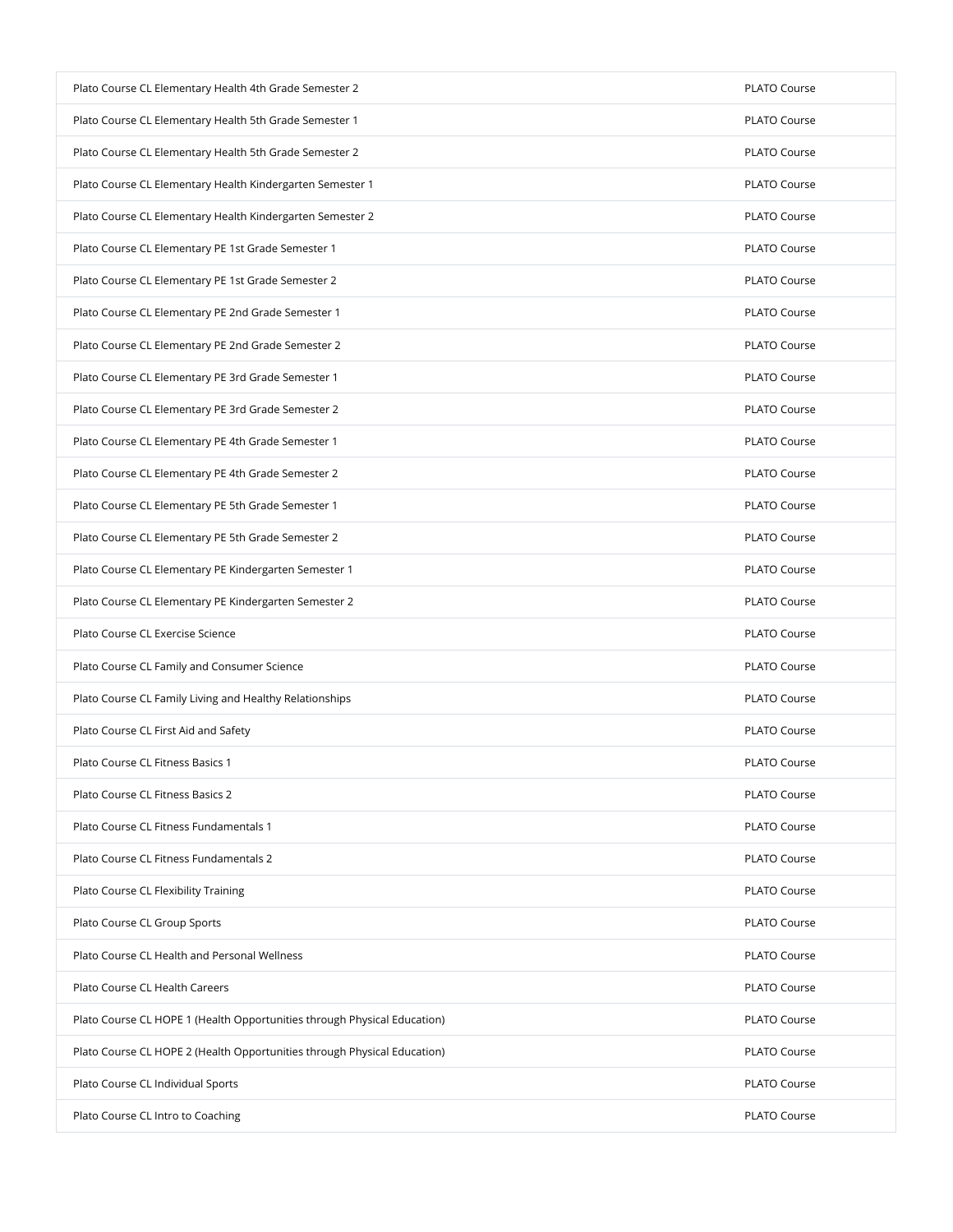| | |
|---|---|
| Plato Course CL Elementary Health 4th Grade Semester 2 | PLATO Course |
| Plato Course CL Elementary Health 5th Grade Semester 1 | PLATO Course |
| Plato Course CL Elementary Health 5th Grade Semester 2 | PLATO Course |
| Plato Course CL Elementary Health Kindergarten Semester 1 | PLATO Course |
| Plato Course CL Elementary Health Kindergarten Semester 2 | PLATO Course |
| Plato Course CL Elementary PE 1st Grade Semester 1 | PLATO Course |
| Plato Course CL Elementary PE 1st Grade Semester 2 | PLATO Course |
| Plato Course CL Elementary PE 2nd Grade Semester 1 | PLATO Course |
| Plato Course CL Elementary PE 2nd Grade Semester 2 | PLATO Course |
| Plato Course CL Elementary PE 3rd Grade Semester 1 | PLATO Course |
| Plato Course CL Elementary PE 3rd Grade Semester 2 | PLATO Course |
| Plato Course CL Elementary PE 4th Grade Semester 1 | PLATO Course |
| Plato Course CL Elementary PE 4th Grade Semester 2 | PLATO Course |
| Plato Course CL Elementary PE 5th Grade Semester 1 | PLATO Course |
| Plato Course CL Elementary PE 5th Grade Semester 2 | PLATO Course |
| Plato Course CL Elementary PE Kindergarten Semester 1 | PLATO Course |
| Plato Course CL Elementary PE Kindergarten Semester 2 | PLATO Course |
| Plato Course CL Exercise Science | PLATO Course |
| Plato Course CL Family and Consumer Science | PLATO Course |
| Plato Course CL Family Living and Healthy Relationships | PLATO Course |
| Plato Course CL First Aid and Safety | PLATO Course |
| Plato Course CL Fitness Basics 1 | PLATO Course |
| Plato Course CL Fitness Basics 2 | PLATO Course |
| Plato Course CL Fitness Fundamentals 1 | PLATO Course |
| Plato Course CL Fitness Fundamentals 2 | PLATO Course |
| Plato Course CL Flexibility Training | PLATO Course |
| Plato Course CL Group Sports | PLATO Course |
| Plato Course CL Health and Personal Wellness | PLATO Course |
| Plato Course CL Health Careers | PLATO Course |
| Plato Course CL HOPE 1 (Health Opportunities through Physical Education) | PLATO Course |
| Plato Course CL HOPE 2 (Health Opportunities through Physical Education) | PLATO Course |
| Plato Course CL Individual Sports | PLATO Course |
| Plato Course CL Intro to Coaching | PLATO Course |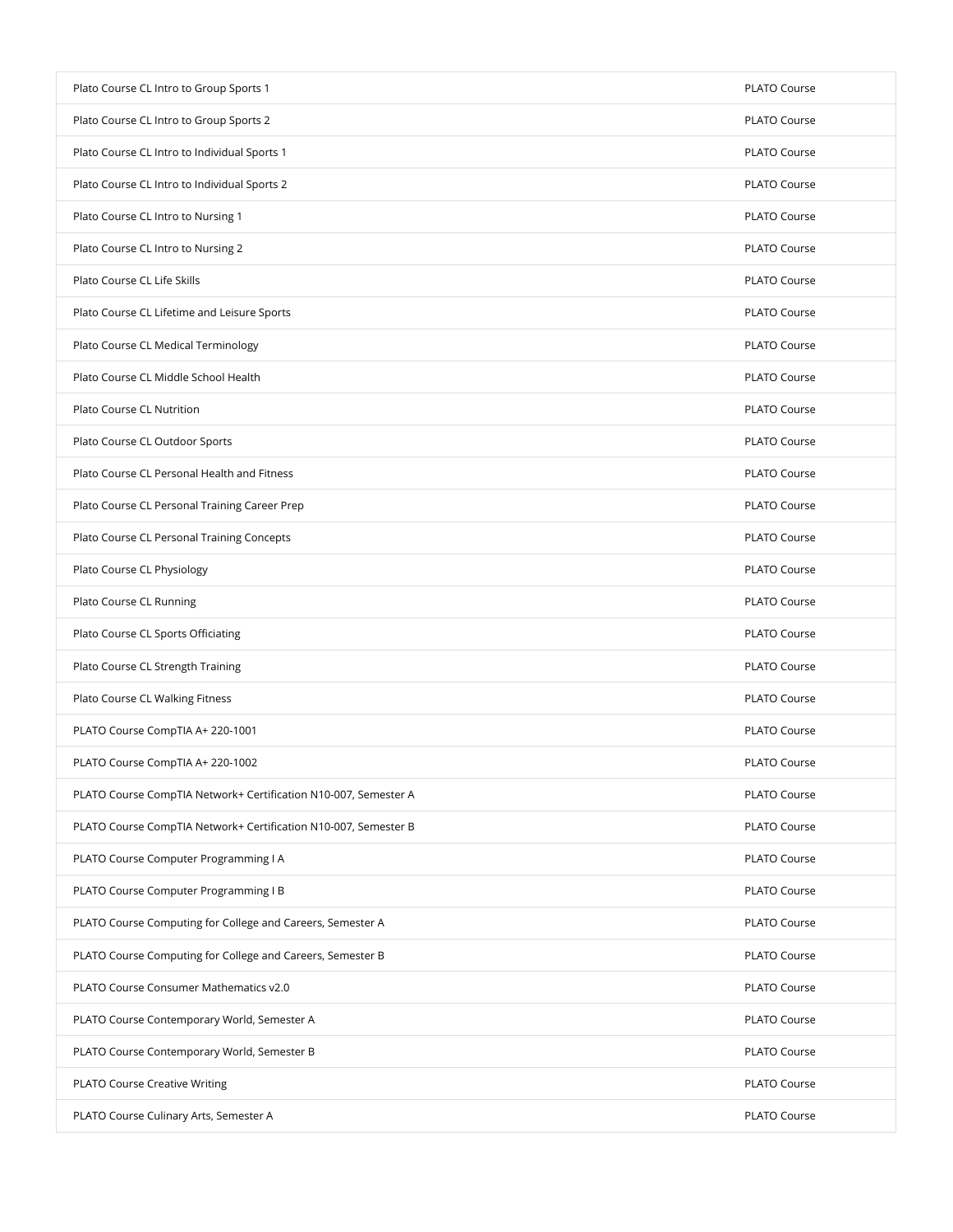| | |
|---|---|
| Plato Course CL Intro to Group Sports 1 | PLATO Course |
| Plato Course CL Intro to Group Sports 2 | PLATO Course |
| Plato Course CL Intro to Individual Sports 1 | PLATO Course |
| Plato Course CL Intro to Individual Sports 2 | PLATO Course |
| Plato Course CL Intro to Nursing 1 | PLATO Course |
| Plato Course CL Intro to Nursing 2 | PLATO Course |
| Plato Course CL Life Skills | PLATO Course |
| Plato Course CL Lifetime and Leisure Sports | PLATO Course |
| Plato Course CL Medical Terminology | PLATO Course |
| Plato Course CL Middle School Health | PLATO Course |
| Plato Course CL Nutrition | PLATO Course |
| Plato Course CL Outdoor Sports | PLATO Course |
| Plato Course CL Personal Health and Fitness | PLATO Course |
| Plato Course CL Personal Training Career Prep | PLATO Course |
| Plato Course CL Personal Training Concepts | PLATO Course |
| Plato Course CL Physiology | PLATO Course |
| Plato Course CL Running | PLATO Course |
| Plato Course CL Sports Officiating | PLATO Course |
| Plato Course CL Strength Training | PLATO Course |
| Plato Course CL Walking Fitness | PLATO Course |
| PLATO Course CompTIA A+ 220-1001 | PLATO Course |
| PLATO Course CompTIA A+ 220-1002 | PLATO Course |
| PLATO Course CompTIA Network+ Certification N10-007, Semester A | PLATO Course |
| PLATO Course CompTIA Network+ Certification N10-007, Semester B | PLATO Course |
| PLATO Course Computer Programming I A | PLATO Course |
| PLATO Course Computer Programming I B | PLATO Course |
| PLATO Course Computing for College and Careers, Semester A | PLATO Course |
| PLATO Course Computing for College and Careers, Semester B | PLATO Course |
| PLATO Course Consumer Mathematics v2.0 | PLATO Course |
| PLATO Course Contemporary World, Semester A | PLATO Course |
| PLATO Course Contemporary World, Semester B | PLATO Course |
| PLATO Course Creative Writing | PLATO Course |
| PLATO Course Culinary Arts, Semester A | PLATO Course |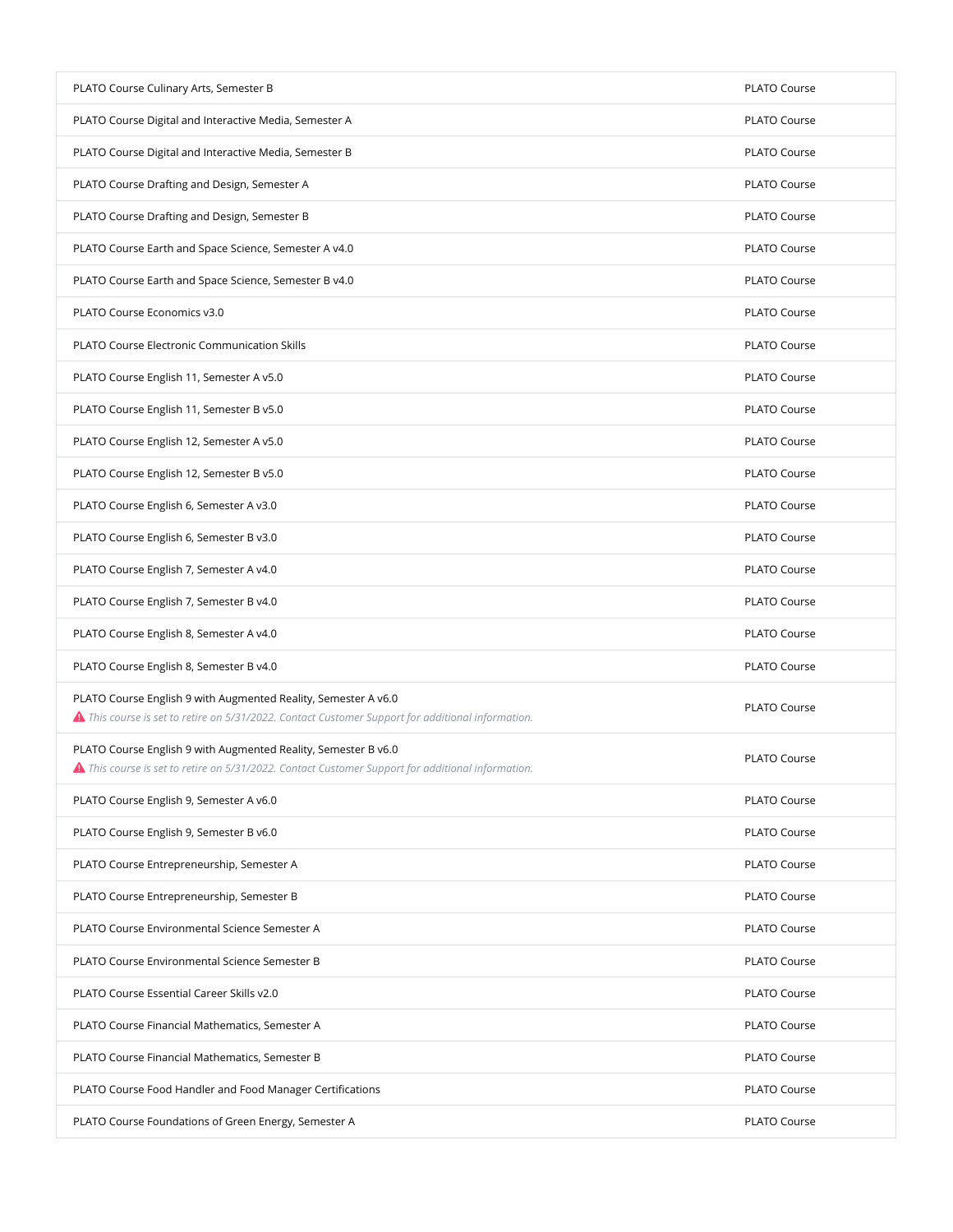| | |
|---|---|
| PLATO Course Culinary Arts, Semester B | PLATO Course |
| PLATO Course Digital and Interactive Media, Semester A | PLATO Course |
| PLATO Course Digital and Interactive Media, Semester B | PLATO Course |
| PLATO Course Drafting and Design, Semester A | PLATO Course |
| PLATO Course Drafting and Design, Semester B | PLATO Course |
| PLATO Course Earth and Space Science, Semester A v4.0 | PLATO Course |
| PLATO Course Earth and Space Science, Semester B v4.0 | PLATO Course |
| PLATO Course Economics v3.0 | PLATO Course |
| PLATO Course Electronic Communication Skills | PLATO Course |
| PLATO Course English 11, Semester A v5.0 | PLATO Course |
| PLATO Course English 11, Semester B v5.0 | PLATO Course |
| PLATO Course English 12, Semester A v5.0 | PLATO Course |
| PLATO Course English 12, Semester B v5.0 | PLATO Course |
| PLATO Course English 6, Semester A v3.0 | PLATO Course |
| PLATO Course English 6, Semester B v3.0 | PLATO Course |
| PLATO Course English 7, Semester A v4.0 | PLATO Course |
| PLATO Course English 7, Semester B v4.0 | PLATO Course |
| PLATO Course English 8, Semester A v4.0 | PLATO Course |
| PLATO Course English 8, Semester B v4.0 | PLATO Course |
| PLATO Course English 9 with Augmented Reality, Semester A v6.0 ⚠ *This course is set to retire on 5/31/2022. Contact Customer Support for additional information.* | PLATO Course |
| PLATO Course English 9 with Augmented Reality, Semester B v6.0 ⚠ *This course is set to retire on 5/31/2022. Contact Customer Support for additional information.* | PLATO Course |
| PLATO Course English 9, Semester A v6.0 | PLATO Course |
| PLATO Course English 9, Semester B v6.0 | PLATO Course |
| PLATO Course Entrepreneurship, Semester A | PLATO Course |
| PLATO Course Entrepreneurship, Semester B | PLATO Course |
| PLATO Course Environmental Science Semester A | PLATO Course |
| PLATO Course Environmental Science Semester B | PLATO Course |
| PLATO Course Essential Career Skills v2.0 | PLATO Course |
| PLATO Course Financial Mathematics, Semester A | PLATO Course |
| PLATO Course Financial Mathematics, Semester B | PLATO Course |
| PLATO Course Food Handler and Food Manager Certifications | PLATO Course |
| PLATO Course Foundations of Green Energy, Semester A | PLATO Course |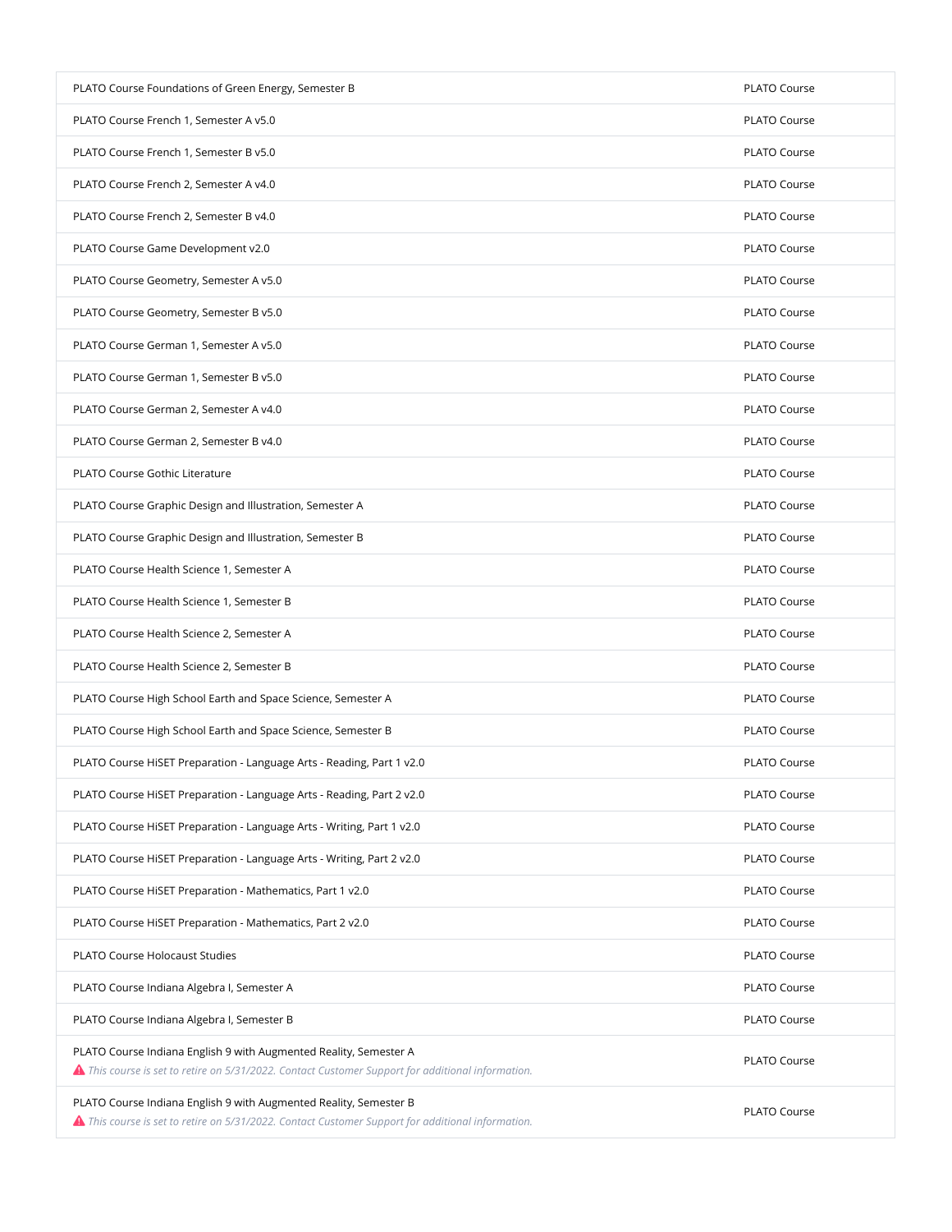| | |
|---|---|
| PLATO Course Foundations of Green Energy, Semester B | PLATO Course |
| PLATO Course French 1, Semester A v5.0 | PLATO Course |
| PLATO Course French 1, Semester B v5.0 | PLATO Course |
| PLATO Course French 2, Semester A v4.0 | PLATO Course |
| PLATO Course French 2, Semester B v4.0 | PLATO Course |
| PLATO Course Game Development v2.0 | PLATO Course |
| PLATO Course Geometry, Semester A v5.0 | PLATO Course |
| PLATO Course Geometry, Semester B v5.0 | PLATO Course |
| PLATO Course German 1, Semester A v5.0 | PLATO Course |
| PLATO Course German 1, Semester B v5.0 | PLATO Course |
| PLATO Course German 2, Semester A v4.0 | PLATO Course |
| PLATO Course German 2, Semester B v4.0 | PLATO Course |
| PLATO Course Gothic Literature | PLATO Course |
| PLATO Course Graphic Design and Illustration, Semester A | PLATO Course |
| PLATO Course Graphic Design and Illustration, Semester B | PLATO Course |
| PLATO Course Health Science 1, Semester A | PLATO Course |
| PLATO Course Health Science 1, Semester B | PLATO Course |
| PLATO Course Health Science 2, Semester A | PLATO Course |
| PLATO Course Health Science 2, Semester B | PLATO Course |
| PLATO Course High School Earth and Space Science, Semester A | PLATO Course |
| PLATO Course High School Earth and Space Science, Semester B | PLATO Course |
| PLATO Course HiSET Preparation - Language Arts - Reading, Part 1 v2.0 | PLATO Course |
| PLATO Course HiSET Preparation - Language Arts - Reading, Part 2 v2.0 | PLATO Course |
| PLATO Course HiSET Preparation - Language Arts - Writing, Part 1 v2.0 | PLATO Course |
| PLATO Course HiSET Preparation - Language Arts - Writing, Part 2 v2.0 | PLATO Course |
| PLATO Course HiSET Preparation - Mathematics, Part 1 v2.0 | PLATO Course |
| PLATO Course HiSET Preparation - Mathematics, Part 2 v2.0 | PLATO Course |
| PLATO Course Holocaust Studies | PLATO Course |
| PLATO Course Indiana Algebra I, Semester A | PLATO Course |
| PLATO Course Indiana Algebra I, Semester B | PLATO Course |
| PLATO Course Indiana English 9 with Augmented Reality, Semester A<br>⚠ *This course is set to retire on 5/31/2022. Contact Customer Support for additional information.* | PLATO Course |
| PLATO Course Indiana English 9 with Augmented Reality, Semester B<br>⚠ *This course is set to retire on 5/31/2022. Contact Customer Support for additional information.* | PLATO Course |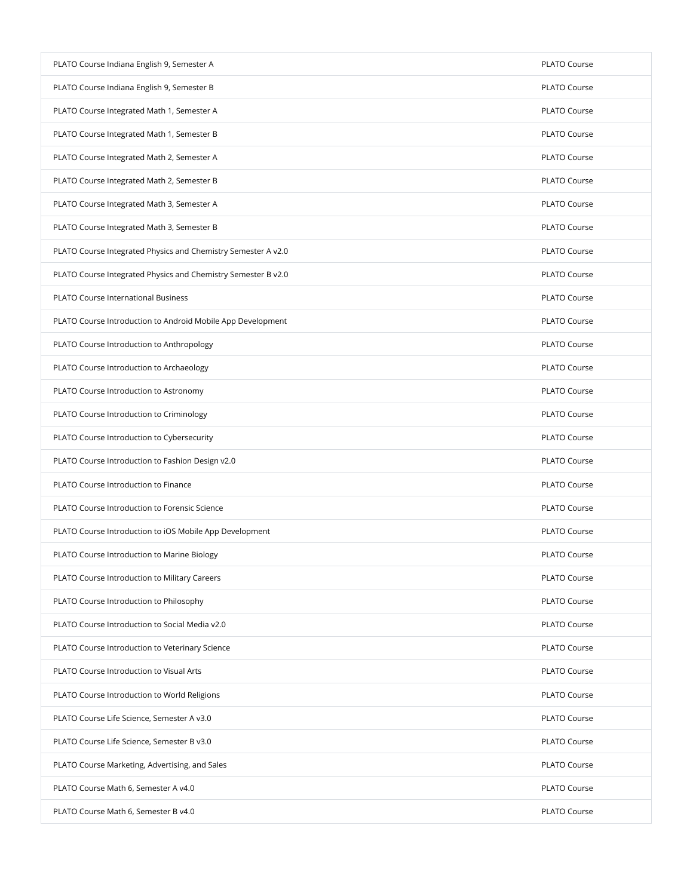| | |
|---|---|
| PLATO Course Indiana English 9, Semester A | PLATO Course |
| PLATO Course Indiana English 9, Semester B | PLATO Course |
| PLATO Course Integrated Math 1, Semester A | PLATO Course |
| PLATO Course Integrated Math 1, Semester B | PLATO Course |
| PLATO Course Integrated Math 2, Semester A | PLATO Course |
| PLATO Course Integrated Math 2, Semester B | PLATO Course |
| PLATO Course Integrated Math 3, Semester A | PLATO Course |
| PLATO Course Integrated Math 3, Semester B | PLATO Course |
| PLATO Course Integrated Physics and Chemistry Semester A v2.0 | PLATO Course |
| PLATO Course Integrated Physics and Chemistry Semester B v2.0 | PLATO Course |
| PLATO Course International Business | PLATO Course |
| PLATO Course Introduction to Android Mobile App Development | PLATO Course |
| PLATO Course Introduction to Anthropology | PLATO Course |
| PLATO Course Introduction to Archaeology | PLATO Course |
| PLATO Course Introduction to Astronomy | PLATO Course |
| PLATO Course Introduction to Criminology | PLATO Course |
| PLATO Course Introduction to Cybersecurity | PLATO Course |
| PLATO Course Introduction to Fashion Design v2.0 | PLATO Course |
| PLATO Course Introduction to Finance | PLATO Course |
| PLATO Course Introduction to Forensic Science | PLATO Course |
| PLATO Course Introduction to iOS Mobile App Development | PLATO Course |
| PLATO Course Introduction to Marine Biology | PLATO Course |
| PLATO Course Introduction to Military Careers | PLATO Course |
| PLATO Course Introduction to Philosophy | PLATO Course |
| PLATO Course Introduction to Social Media v2.0 | PLATO Course |
| PLATO Course Introduction to Veterinary Science | PLATO Course |
| PLATO Course Introduction to Visual Arts | PLATO Course |
| PLATO Course Introduction to World Religions | PLATO Course |
| PLATO Course Life Science, Semester A v3.0 | PLATO Course |
| PLATO Course Life Science, Semester B v3.0 | PLATO Course |
| PLATO Course Marketing, Advertising, and Sales | PLATO Course |
| PLATO Course Math 6, Semester A v4.0 | PLATO Course |
| PLATO Course Math 6, Semester B v4.0 | PLATO Course |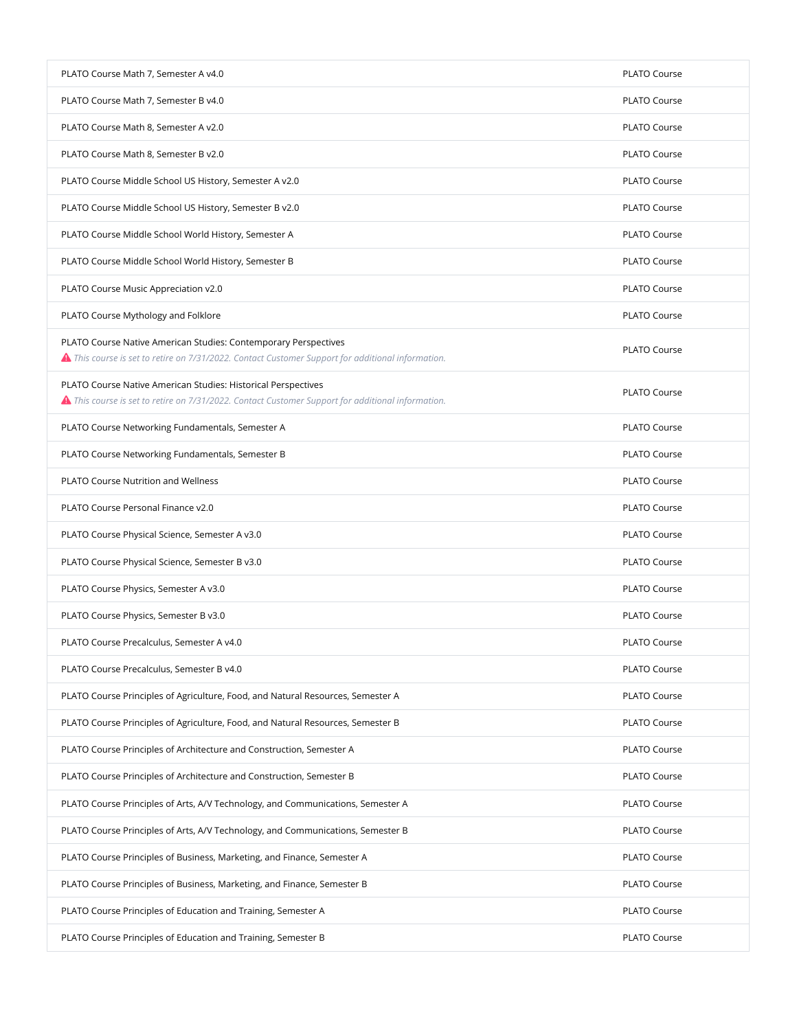| | |
|---|---|
| PLATO Course Math 7, Semester A v4.0 | PLATO Course |
| PLATO Course Math 7, Semester B v4.0 | PLATO Course |
| PLATO Course Math 8, Semester A v2.0 | PLATO Course |
| PLATO Course Math 8, Semester B v2.0 | PLATO Course |
| PLATO Course Middle School US History, Semester A v2.0 | PLATO Course |
| PLATO Course Middle School US History, Semester B v2.0 | PLATO Course |
| PLATO Course Middle School World History, Semester A | PLATO Course |
| PLATO Course Middle School World History, Semester B | PLATO Course |
| PLATO Course Music Appreciation v2.0 | PLATO Course |
| PLATO Course Mythology and Folklore | PLATO Course |
| PLATO Course Native American Studies: Contemporary Perspectives ⚠ *This course is set to retire on 7/31/2022. Contact Customer Support for additional information.* | PLATO Course |
| PLATO Course Native American Studies: Historical Perspectives ⚠ *This course is set to retire on 7/31/2022. Contact Customer Support for additional information.* | PLATO Course |
| PLATO Course Networking Fundamentals, Semester A | PLATO Course |
| PLATO Course Networking Fundamentals, Semester B | PLATO Course |
| PLATO Course Nutrition and Wellness | PLATO Course |
| PLATO Course Personal Finance v2.0 | PLATO Course |
| PLATO Course Physical Science, Semester A v3.0 | PLATO Course |
| PLATO Course Physical Science, Semester B v3.0 | PLATO Course |
| PLATO Course Physics, Semester A v3.0 | PLATO Course |
| PLATO Course Physics, Semester B v3.0 | PLATO Course |
| PLATO Course Precalculus, Semester A v4.0 | PLATO Course |
| PLATO Course Precalculus, Semester B v4.0 | PLATO Course |
| PLATO Course Principles of Agriculture, Food, and Natural Resources, Semester A | PLATO Course |
| PLATO Course Principles of Agriculture, Food, and Natural Resources, Semester B | PLATO Course |
| PLATO Course Principles of Architecture and Construction, Semester A | PLATO Course |
| PLATO Course Principles of Architecture and Construction, Semester B | PLATO Course |
| PLATO Course Principles of Arts, A/V Technology, and Communications, Semester A | PLATO Course |
| PLATO Course Principles of Arts, A/V Technology, and Communications, Semester B | PLATO Course |
| PLATO Course Principles of Business, Marketing, and Finance, Semester A | PLATO Course |
| PLATO Course Principles of Business, Marketing, and Finance, Semester B | PLATO Course |
| PLATO Course Principles of Education and Training, Semester A | PLATO Course |
| PLATO Course Principles of Education and Training, Semester B | PLATO Course |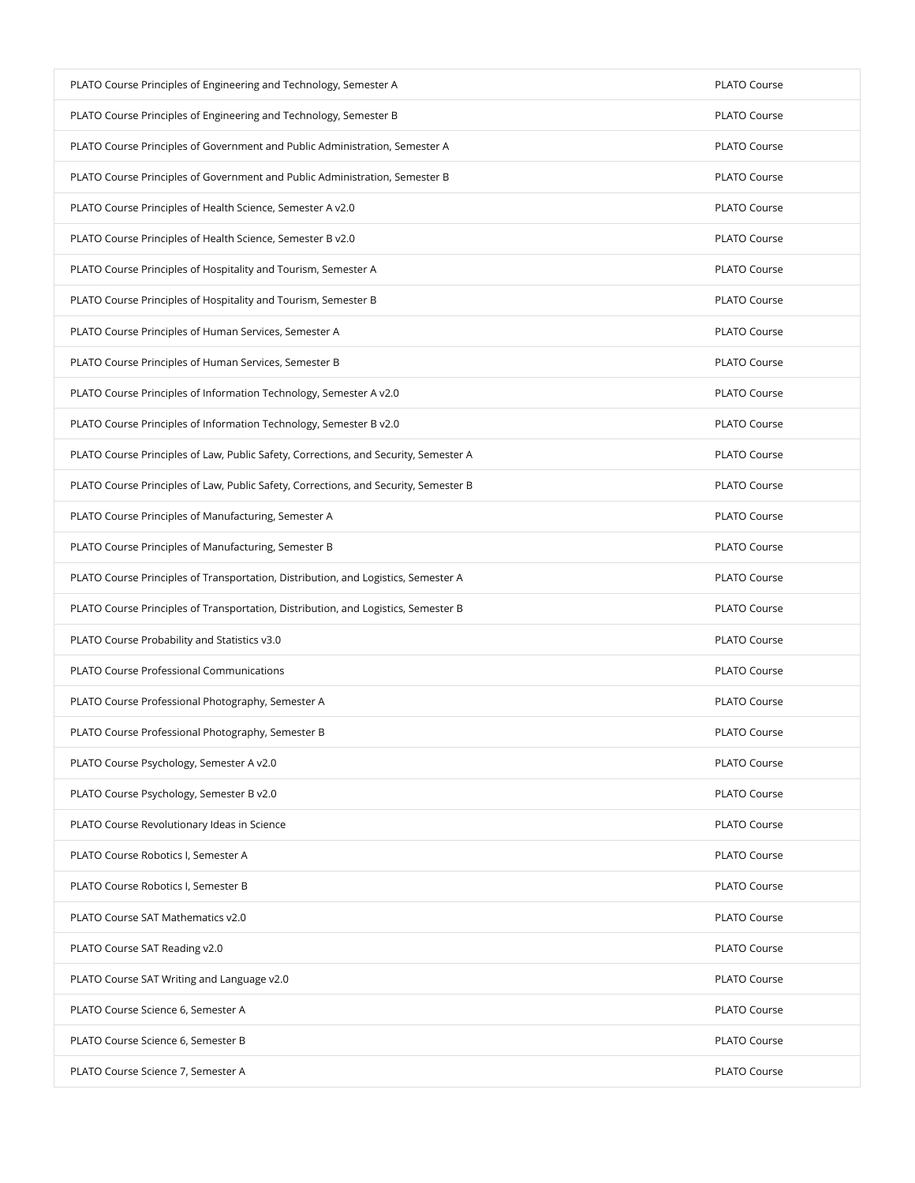| | |
|---|---|
| PLATO Course Principles of Engineering and Technology, Semester A | PLATO Course |
| PLATO Course Principles of Engineering and Technology, Semester B | PLATO Course |
| PLATO Course Principles of Government and Public Administration, Semester A | PLATO Course |
| PLATO Course Principles of Government and Public Administration, Semester B | PLATO Course |
| PLATO Course Principles of Health Science, Semester A v2.0 | PLATO Course |
| PLATO Course Principles of Health Science, Semester B v2.0 | PLATO Course |
| PLATO Course Principles of Hospitality and Tourism, Semester A | PLATO Course |
| PLATO Course Principles of Hospitality and Tourism, Semester B | PLATO Course |
| PLATO Course Principles of Human Services, Semester A | PLATO Course |
| PLATO Course Principles of Human Services, Semester B | PLATO Course |
| PLATO Course Principles of Information Technology, Semester A v2.0 | PLATO Course |
| PLATO Course Principles of Information Technology, Semester B v2.0 | PLATO Course |
| PLATO Course Principles of Law, Public Safety, Corrections, and Security, Semester A | PLATO Course |
| PLATO Course Principles of Law, Public Safety, Corrections, and Security, Semester B | PLATO Course |
| PLATO Course Principles of Manufacturing, Semester A | PLATO Course |
| PLATO Course Principles of Manufacturing, Semester B | PLATO Course |
| PLATO Course Principles of Transportation, Distribution, and Logistics, Semester A | PLATO Course |
| PLATO Course Principles of Transportation, Distribution, and Logistics, Semester B | PLATO Course |
| PLATO Course Probability and Statistics v3.0 | PLATO Course |
| PLATO Course Professional Communications | PLATO Course |
| PLATO Course Professional Photography, Semester A | PLATO Course |
| PLATO Course Professional Photography, Semester B | PLATO Course |
| PLATO Course Psychology, Semester A v2.0 | PLATO Course |
| PLATO Course Psychology, Semester B v2.0 | PLATO Course |
| PLATO Course Revolutionary Ideas in Science | PLATO Course |
| PLATO Course Robotics I, Semester A | PLATO Course |
| PLATO Course Robotics I, Semester B | PLATO Course |
| PLATO Course SAT Mathematics v2.0 | PLATO Course |
| PLATO Course SAT Reading v2.0 | PLATO Course |
| PLATO Course SAT Writing and Language v2.0 | PLATO Course |
| PLATO Course Science 6, Semester A | PLATO Course |
| PLATO Course Science 6, Semester B | PLATO Course |
| PLATO Course Science 7, Semester A | PLATO Course |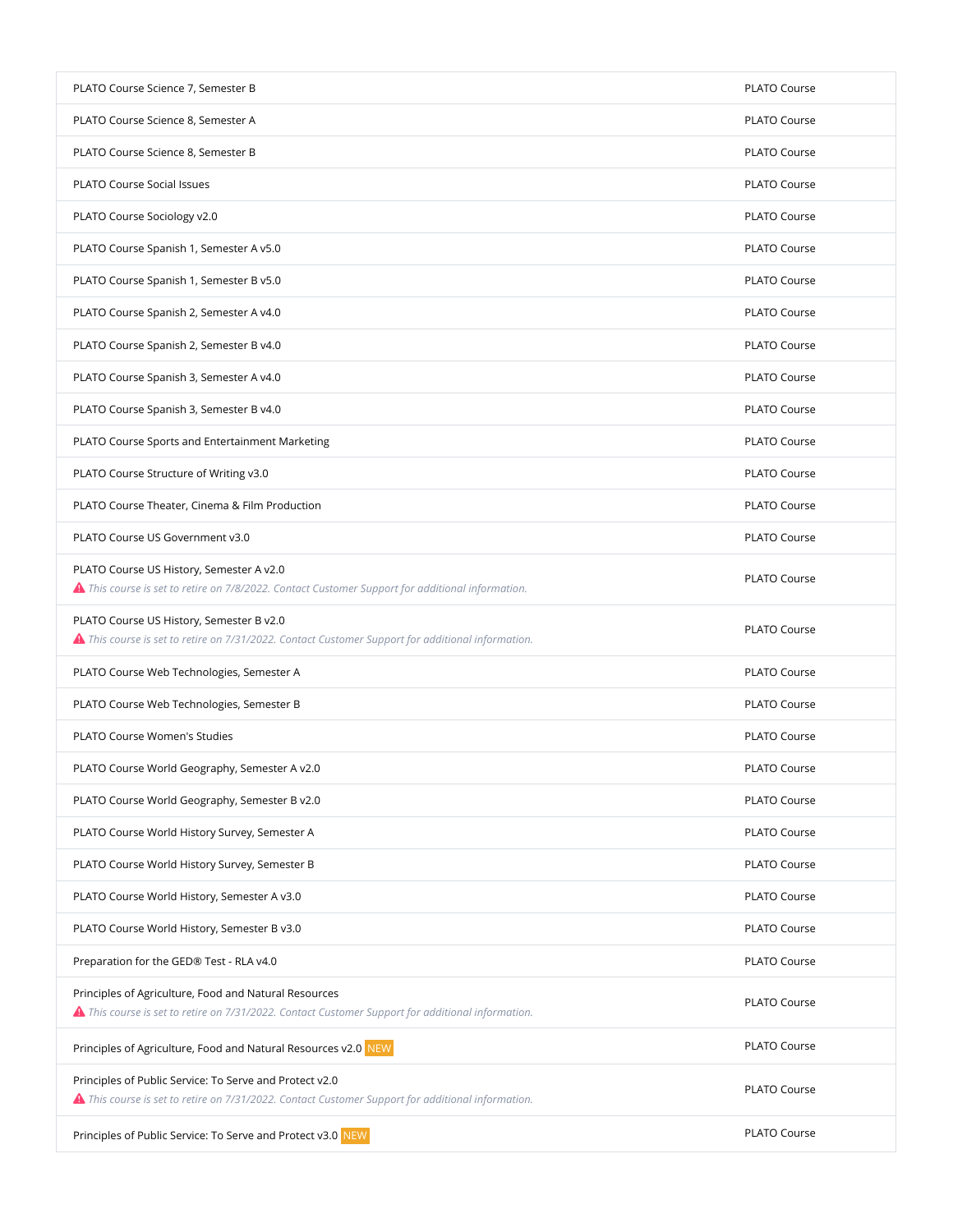| | |
|---|---|
| PLATO Course Science 7, Semester B | PLATO Course |
| PLATO Course Science 8, Semester A | PLATO Course |
| PLATO Course Science 8, Semester B | PLATO Course |
| PLATO Course Social Issues | PLATO Course |
| PLATO Course Sociology v2.0 | PLATO Course |
| PLATO Course Spanish 1, Semester A v5.0 | PLATO Course |
| PLATO Course Spanish 1, Semester B v5.0 | PLATO Course |
| PLATO Course Spanish 2, Semester A v4.0 | PLATO Course |
| PLATO Course Spanish 2, Semester B v4.0 | PLATO Course |
| PLATO Course Spanish 3, Semester A v4.0 | PLATO Course |
| PLATO Course Spanish 3, Semester B v4.0 | PLATO Course |
| PLATO Course Sports and Entertainment Marketing | PLATO Course |
| PLATO Course Structure of Writing v3.0 | PLATO Course |
| PLATO Course Theater, Cinema & Film Production | PLATO Course |
| PLATO Course US Government v3.0 | PLATO Course |
| PLATO Course US History, Semester A v2.0 *This course is set to retire on 7/8/2022. Contact Customer Support for additional information.* | PLATO Course |
| PLATO Course US History, Semester B v2.0 *This course is set to retire on 7/31/2022. Contact Customer Support for additional information.* | PLATO Course |
| PLATO Course Web Technologies, Semester A | PLATO Course |
| PLATO Course Web Technologies, Semester B | PLATO Course |
| PLATO Course Women's Studies | PLATO Course |
| PLATO Course World Geography, Semester A v2.0 | PLATO Course |
| PLATO Course World Geography, Semester B v2.0 | PLATO Course |
| PLATO Course World History Survey, Semester A | PLATO Course |
| PLATO Course World History Survey, Semester B | PLATO Course |
| PLATO Course World History, Semester A v3.0 | PLATO Course |
| PLATO Course World History, Semester B v3.0 | PLATO Course |
| Preparation for the GED® Test - RLA v4.0 | PLATO Course |
| Principles of Agriculture, Food and Natural Resources *This course is set to retire on 7/31/2022. Contact Customer Support for additional information.* | PLATO Course |
| Principles of Agriculture, Food and Natural Resources v2.0 NEW | PLATO Course |
| Principles of Public Service: To Serve and Protect v2.0 *This course is set to retire on 7/31/2022. Contact Customer Support for additional information.* | PLATO Course |
| Principles of Public Service: To Serve and Protect v3.0 NEW | PLATO Course |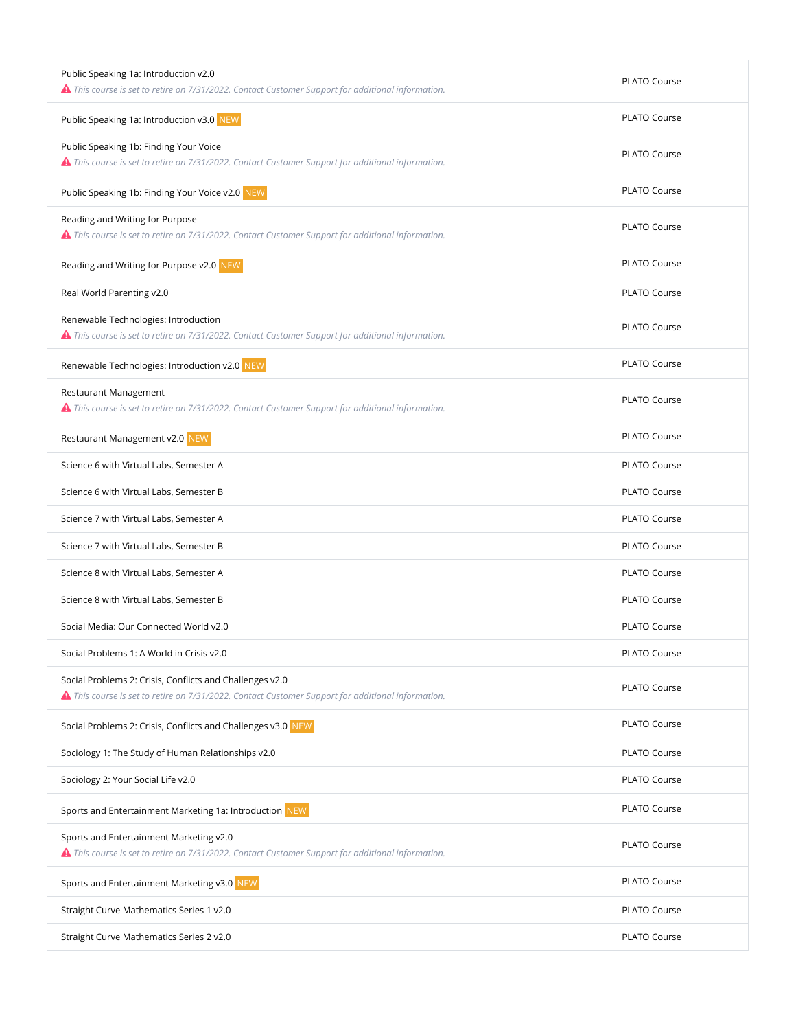| | |
|---|---|
| Public Speaking 1a: Introduction v2.0<br>⚠ *This course is set to retire on 7/31/2022. Contact Customer Support for additional information.* | PLATO Course |
| Public Speaking 1a: Introduction v3.0 NEW | PLATO Course |
| Public Speaking 1b: Finding Your Voice<br>⚠ *This course is set to retire on 7/31/2022. Contact Customer Support for additional information.* | PLATO Course |
| Public Speaking 1b: Finding Your Voice v2.0 NEW | PLATO Course |
| Reading and Writing for Purpose<br>⚠ *This course is set to retire on 7/31/2022. Contact Customer Support for additional information.* | PLATO Course |
| Reading and Writing for Purpose v2.0 NEW | PLATO Course |
| Real World Parenting v2.0 | PLATO Course |
| Renewable Technologies: Introduction<br>⚠ *This course is set to retire on 7/31/2022. Contact Customer Support for additional information.* | PLATO Course |
| Renewable Technologies: Introduction v2.0 NEW | PLATO Course |
| Restaurant Management<br>⚠ *This course is set to retire on 7/31/2022. Contact Customer Support for additional information.* | PLATO Course |
| Restaurant Management v2.0 NEW | PLATO Course |
| Science 6 with Virtual Labs, Semester A | PLATO Course |
| Science 6 with Virtual Labs, Semester B | PLATO Course |
| Science 7 with Virtual Labs, Semester A | PLATO Course |
| Science 7 with Virtual Labs, Semester B | PLATO Course |
| Science 8 with Virtual Labs, Semester A | PLATO Course |
| Science 8 with Virtual Labs, Semester B | PLATO Course |
| Social Media: Our Connected World v2.0 | PLATO Course |
| Social Problems 1: A World in Crisis v2.0 | PLATO Course |
| Social Problems 2: Crisis, Conflicts and Challenges v2.0<br>⚠ *This course is set to retire on 7/31/2022. Contact Customer Support for additional information.* | PLATO Course |
| Social Problems 2: Crisis, Conflicts and Challenges v3.0 NEW | PLATO Course |
| Sociology 1: The Study of Human Relationships v2.0 | PLATO Course |
| Sociology 2: Your Social Life v2.0 | PLATO Course |
| Sports and Entertainment Marketing 1a: Introduction NEW | PLATO Course |
| Sports and Entertainment Marketing v2.0<br>⚠ *This course is set to retire on 7/31/2022. Contact Customer Support for additional information.* | PLATO Course |
| Sports and Entertainment Marketing v3.0 NEW | PLATO Course |
| Straight Curve Mathematics Series 1 v2.0 | PLATO Course |
| Straight Curve Mathematics Series 2 v2.0 | PLATO Course |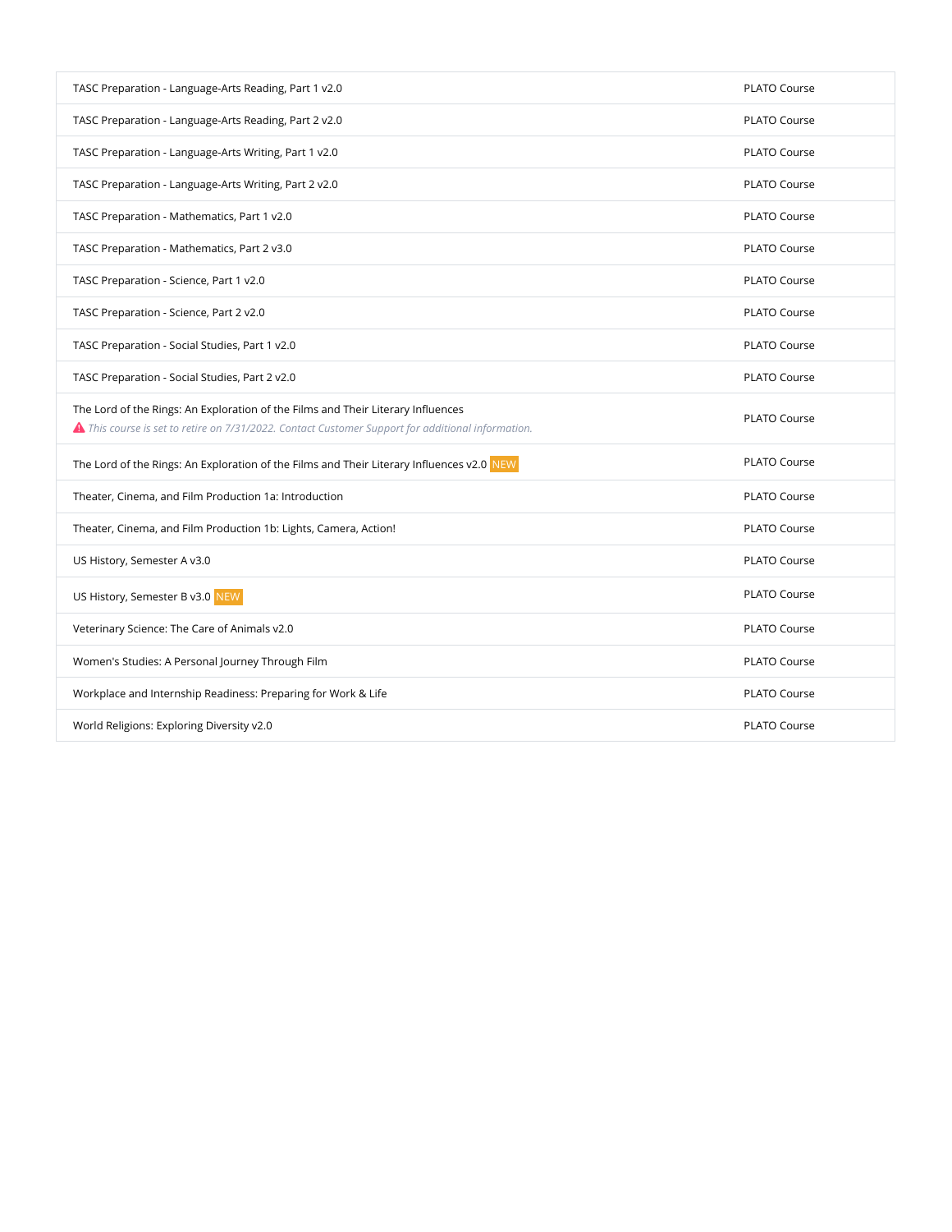| | |
|---|---|
| TASC Preparation - Language-Arts Reading, Part 1 v2.0 | PLATO Course |
| TASC Preparation - Language-Arts Reading, Part 2 v2.0 | PLATO Course |
| TASC Preparation - Language-Arts Writing, Part 1 v2.0 | PLATO Course |
| TASC Preparation - Language-Arts Writing, Part 2 v2.0 | PLATO Course |
| TASC Preparation - Mathematics, Part 1 v2.0 | PLATO Course |
| TASC Preparation - Mathematics, Part 2 v3.0 | PLATO Course |
| TASC Preparation - Science, Part 1 v2.0 | PLATO Course |
| TASC Preparation - Science, Part 2 v2.0 | PLATO Course |
| TASC Preparation - Social Studies, Part 1 v2.0 | PLATO Course |
| TASC Preparation - Social Studies, Part 2 v2.0 | PLATO Course |
| The Lord of the Rings: An Exploration of the Films and Their Literary Influences<br>⚠ *This course is set to retire on 7/31/2022. Contact Customer Support for additional information.* | PLATO Course |
| The Lord of the Rings: An Exploration of the Films and Their Literary Influences v2.0 NEW | PLATO Course |
| Theater, Cinema, and Film Production 1a: Introduction | PLATO Course |
| Theater, Cinema, and Film Production 1b: Lights, Camera, Action! | PLATO Course |
| US History, Semester A v3.0 | PLATO Course |
| US History, Semester B v3.0 NEW | PLATO Course |
| Veterinary Science: The Care of Animals v2.0 | PLATO Course |
| Women's Studies: A Personal Journey Through Film | PLATO Course |
| Workplace and Internship Readiness: Preparing for Work & Life | PLATO Course |
| World Religions: Exploring Diversity v2.0 | PLATO Course |